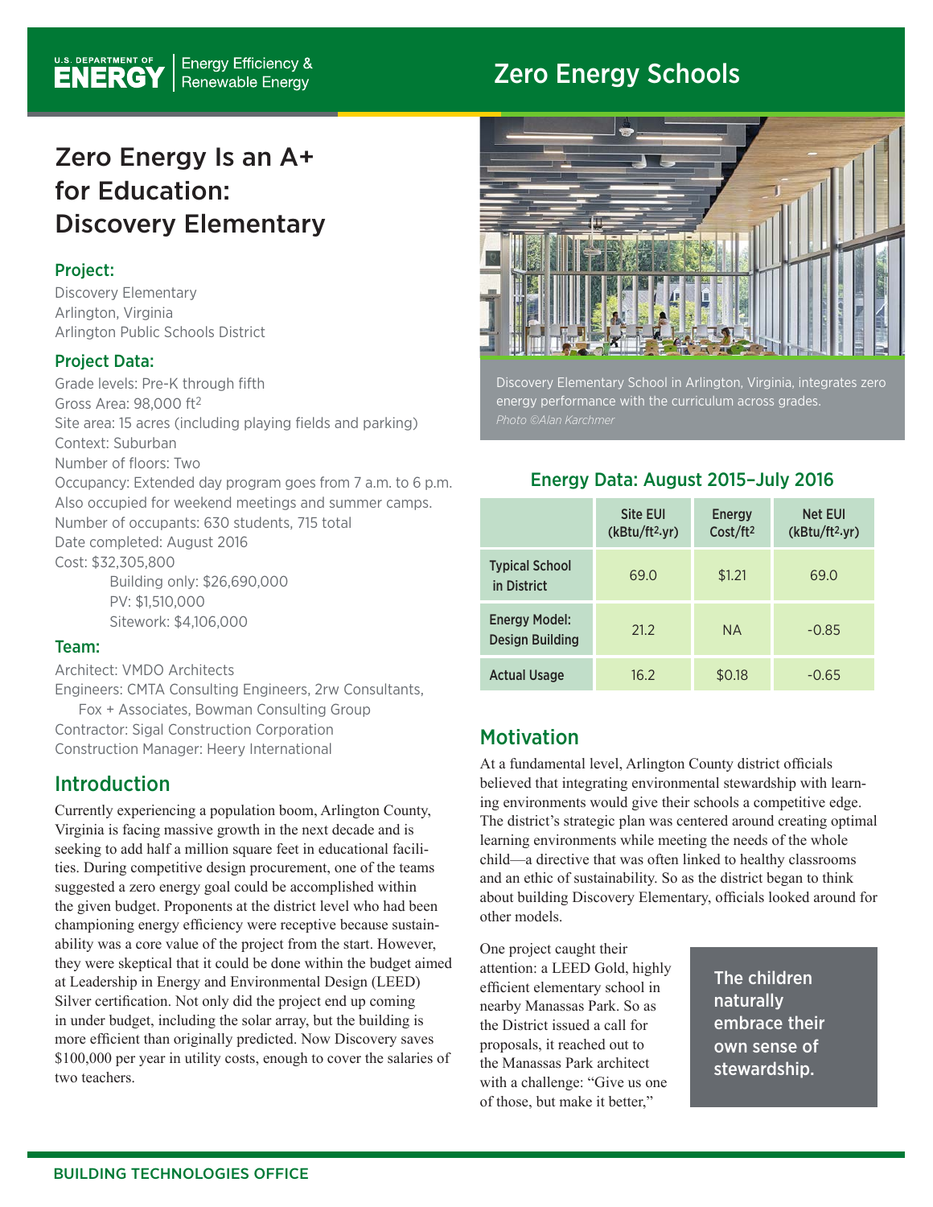# Zero Energy Schools

## Zero Energy Is an A+ for Education: Discovery Elementary

### Project:

Discovery Elementary
Arlington, Virginia
Arlington Public Schools District

### Project Data:

Grade levels: Pre-K through fifth
Gross Area: 98,000 $ft^2$
Site area: 15 acres (including playing fields and parking)
Context: Suburban
Number of floors: Two
Occupancy: Extended day program goes from 7 a.m. to 6 p.m. Also occupied for weekend meetings and summer camps.
Number of occupants: 630 students, 715 total
Date completed: August 2016
Cost: $32,305,800
- Building only: $26,690,000
- PV: $1,510,000
- Sitework: $4,106,000

### Team:

Architect: VMDO Architects
Engineers: CMTA Consulting Engineers, 2rw Consultants, Fox + Associates, Bowman Consulting Group
Contractor: Sigal Construction Corporation
Construction Manager: Heery International

## Introduction

Currently experiencing a population boom, Arlington County, Virginia is facing massive growth in the next decade and is seeking to add half a million square feet in educational facilities. During competitive design procurement, one of the teams suggested a zero energy goal could be accomplished within the given budget. Proponents at the district level who had been championing energy efficiency were receptive because sustainability was a core value of the project from the start. However, they were skeptical that it could be done within the budget aimed at Leadership in Energy and Environmental Design (LEED) Silver certification. Not only did the project end up coming in under budget, including the solar array, but the building is more efficient than originally predicted. Now Discovery saves $100,000 per year in utility costs, enough to cover the salaries of two teachers.

Discovery Elementary School in Arlington, Virginia, integrates zero energy performance with the curriculum across grades.
*Photo ©Alan Karchmer*

### Energy Data: August 2015–July 2016

| | Site EUI ($kBtu/ft^2.yr$) | Energy Cost/$ft^2$ | Net EUI ($kBtu/ft^2.yr$) |
|---|---|---|---|
| Typical School in District | 69.0 | $1.21 | 69.0 |
| Energy Model: Design Building | 21.2 | NA | -0.85 |
| Actual Usage | 16.2 | $0.18 | -0.65 |

## Motivation

At a fundamental level, Arlington County district officials believed that integrating environmental stewardship with learning environments would give their schools a competitive edge. The district's strategic plan was centered around creating optimal learning environments while meeting the needs of the whole child—a directive that was often linked to healthy classrooms and an ethic of sustainability. So as the district began to think about building Discovery Elementary, officials looked around for other models.

> The children naturally embrace their own sense of stewardship.

One project caught their attention: a LEED Gold, highly efficient elementary school in nearby Manassas Park. So as the District issued a call for proposals, it reached out to the Manassas Park architect with a challenge: "Give us one of those, but make it better,"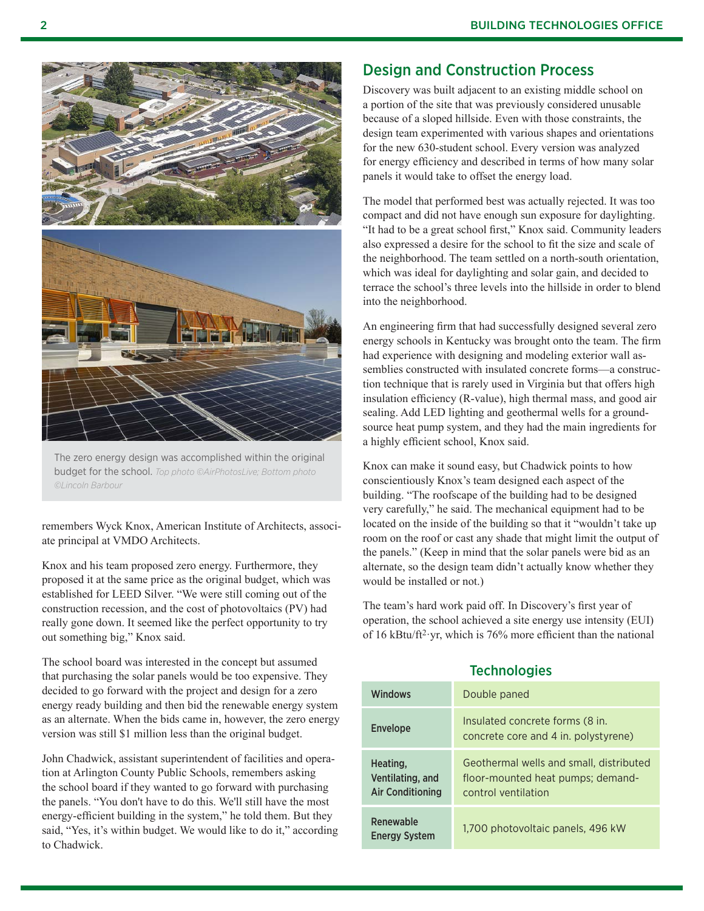The zero energy design was accomplished within the original budget for the school. *Top photo ©AirPhotosLive; Bottom photo ©Lincoln Barbour*

remembers Wyck Knox, American Institute of Architects, associate principal at VMDO Architects.

Knox and his team proposed zero energy. Furthermore, they proposed it at the same price as the original budget, which was established for LEED Silver. "We were still coming out of the construction recession, and the cost of photovoltaics (PV) had really gone down. It seemed like the perfect opportunity to try out something big," Knox said.

The school board was interested in the concept but assumed that purchasing the solar panels would be too expensive. They decided to go forward with the project and design for a zero energy ready building and then bid the renewable energy system as an alternate. When the bids came in, however, the zero energy version was still $1 million less than the original budget.

John Chadwick, assistant superintendent of facilities and operation at Arlington County Public Schools, remembers asking the school board if they wanted to go forward with purchasing the panels. "You don't have to do this. We'll still have the most energy-efficient building in the system," he told them. But they said, "Yes, it's within budget. We would like to do it," according to Chadwick.

## Design and Construction Process

Discovery was built adjacent to an existing middle school on a portion of the site that was previously considered unusable because of a sloped hillside. Even with those constraints, the design team experimented with various shapes and orientations for the new 630-student school. Every version was analyzed for energy efficiency and described in terms of how many solar panels it would take to offset the energy load.

The model that performed best was actually rejected. It was too compact and did not have enough sun exposure for daylighting. "It had to be a great school first," Knox said. Community leaders also expressed a desire for the school to fit the size and scale of the neighborhood. The team settled on a north-south orientation, which was ideal for daylighting and solar gain, and decided to terrace the school's three levels into the hillside in order to blend into the neighborhood.

An engineering firm that had successfully designed several zero energy schools in Kentucky was brought onto the team. The firm had experience with designing and modeling exterior wall assemblies constructed with insulated concrete forms—a construction technique that is rarely used in Virginia but that offers high insulation efficiency (R-value), high thermal mass, and good air sealing. Add LED lighting and geothermal wells for a ground-source heat pump system, and they had the main ingredients for a highly efficient school, Knox said.

Knox can make it sound easy, but Chadwick points to how conscientiously Knox's team designed each aspect of the building. "The roofscape of the building had to be designed very carefully," he said. The mechanical equipment had to be located on the inside of the building so that it "wouldn't take up room on the roof or cast any shade that might limit the output of the panels." (Keep in mind that the solar panels were bid as an alternate, so the design team didn't actually know whether they would be installed or not.)

The team's hard work paid off. In Discovery's first year of operation, the school achieved a site energy use intensity (EUI) of 16 kBtu/ft$^2$·yr, which is 76% more efficient than the national

### Technologies

| | |
|---|---|
| **Windows** | Double paned |
| **Envelope** | Insulated concrete forms (8 in. concrete core and 4 in. polystyrene) |
| **Heating, Ventilating, and Air Conditioning** | Geothermal wells and small, distributed floor-mounted heat pumps; demand-control ventilation |
| **Renewable Energy System** | 1,700 photovoltaic panels, 496 kW |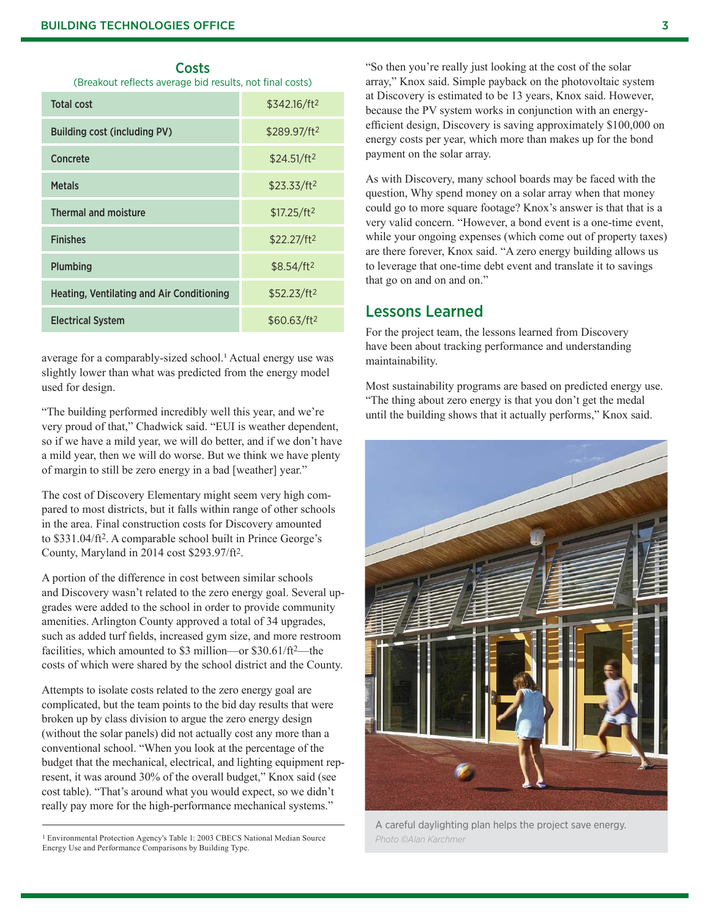## Costs

(Breakout reflects average bid results, not final costs)

| | |
|---|---|
| Total cost | $342.16/ft$^2$ |
| Building cost (including PV) | $289.97/ft$^2$ |
| Concrete | $24.51/ft$^2$ |
| Metals | $23.33/ft$^2$ |
| Thermal and moisture | $17.25/ft$^2$ |
| Finishes | $22.27/ft$^2$ |
| Plumbing | $8.54/ft$^2$ |
| Heating, Ventilating and Air Conditioning | $52.23/ft$^2$ |
| Electrical System | $60.63/ft$^2$ |

average for a comparably-sized school.[1] Actual energy use was slightly lower than what was predicted from the energy model used for design.

"The building performed incredibly well this year, and we're very proud of that," Chadwick said. "EUI is weather dependent, so if we have a mild year, we will do better, and if we don't have a mild year, then we will do worse. But we think we have plenty of margin to still be zero energy in a bad [weather] year."

The cost of Discovery Elementary might seem very high compared to most districts, but it falls within range of other schools in the area. Final construction costs for Discovery amounted to $331.04/ft$^2$. A comparable school built in Prince George's County, Maryland in 2014 cost $293.97/ft$^2$.

A portion of the difference in cost between similar schools and Discovery wasn't related to the zero energy goal. Several upgrades were added to the school in order to provide community amenities. Arlington County approved a total of 34 upgrades, such as added turf fields, increased gym size, and more restroom facilities, which amounted to $3 million—or $30.61/ft$^2$—the costs of which were shared by the school district and the County.

Attempts to isolate costs related to the zero energy goal are complicated, but the team points to the bid day results that were broken up by class division to argue the zero energy design (without the solar panels) did not actually cost any more than a conventional school. "When you look at the percentage of the budget that the mechanical, electrical, and lighting equipment represent, it was around 30% of the overall budget," Knox said (see cost table). "That's around what you would expect, so we didn't really pay more for the high-performance mechanical systems."

"So then you're really just looking at the cost of the solar array," Knox said. Simple payback on the photovoltaic system at Discovery is estimated to be 13 years, Knox said. However, because the PV system works in conjunction with an energy-efficient design, Discovery is saving approximately $100,000 on energy costs per year, which more than makes up for the bond payment on the solar array.

As with Discovery, many school boards may be faced with the question, Why spend money on a solar array when that money could go to more square footage? Knox's answer is that that is a very valid concern. "However, a bond event is a one-time event, while your ongoing expenses (which come out of property taxes) are there forever, Knox said. "A zero energy building allows us to leverage that one-time debt event and translate it to savings that go on and on and on."

## Lessons Learned

For the project team, the lessons learned from Discovery have been about tracking performance and understanding maintainability.

Most sustainability programs are based on predicted energy use. "The thing about zero energy is that you don't get the medal until the building shows that it actually performs," Knox said.

A careful daylighting plan helps the project save energy.
*Photo ©Alan Karchmer*

[1] Environmental Protection Agency's Table 1: 2003 CBECS National Median Source Energy Use and Performance Comparisons by Building Type.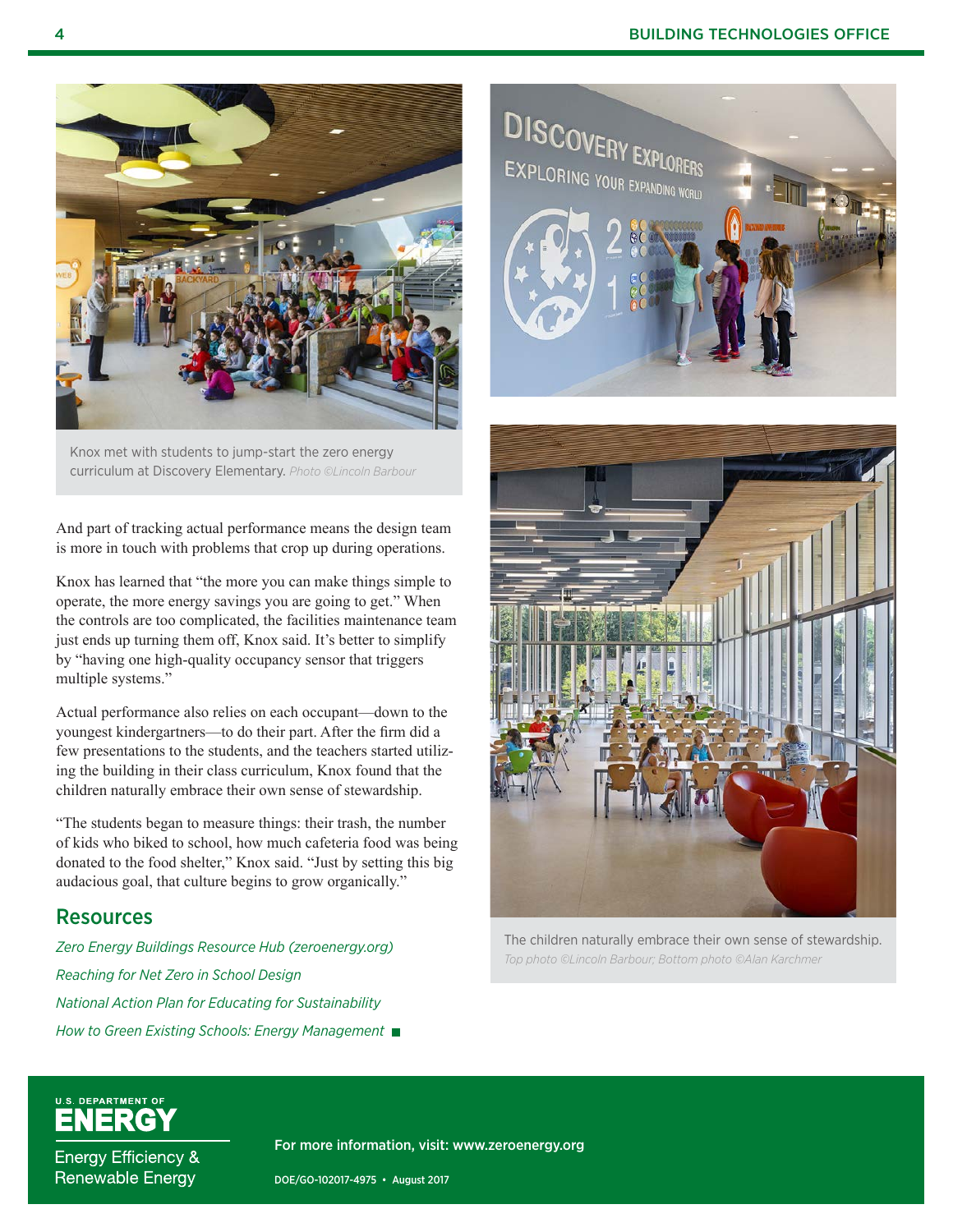Knox met with students to jump-start the zero energy curriculum at Discovery Elementary. *Photo ©Lincoln Barbour*

And part of tracking actual performance means the design team is more in touch with problems that crop up during operations.

Knox has learned that "the more you can make things simple to operate, the more energy savings you are going to get." When the controls are too complicated, the facilities maintenance team just ends up turning them off, Knox said. It's better to simplify by "having one high-quality occupancy sensor that triggers multiple systems."

Actual performance also relies on each occupant—down to the youngest kindergartners—to do their part. After the firm did a few presentations to the students, and the teachers started utilizing the building in their class curriculum, Knox found that the children naturally embrace their own sense of stewardship.

"The students began to measure things: their trash, the number of kids who biked to school, how much cafeteria food was being donated to the food shelter," Knox said. "Just by setting this big audacious goal, that culture begins to grow organically."

## Resources

*Zero Energy Buildings Resource Hub (zeroenergy.org)*

*Reaching for Net Zero in School Design*

*National Action Plan for Educating for Sustainability*

*How to Green Existing Schools: Energy Management*

The children naturally embrace their own sense of stewardship. *Top photo ©Lincoln Barbour; Bottom photo ©Alan Karchmer*

U.S. DEPARTMENT OF ENERGY

Energy Efficiency & Renewable Energy

For more information, visit: www.zeroenergy.org

DOE/GO-102017-4975 • August 2017